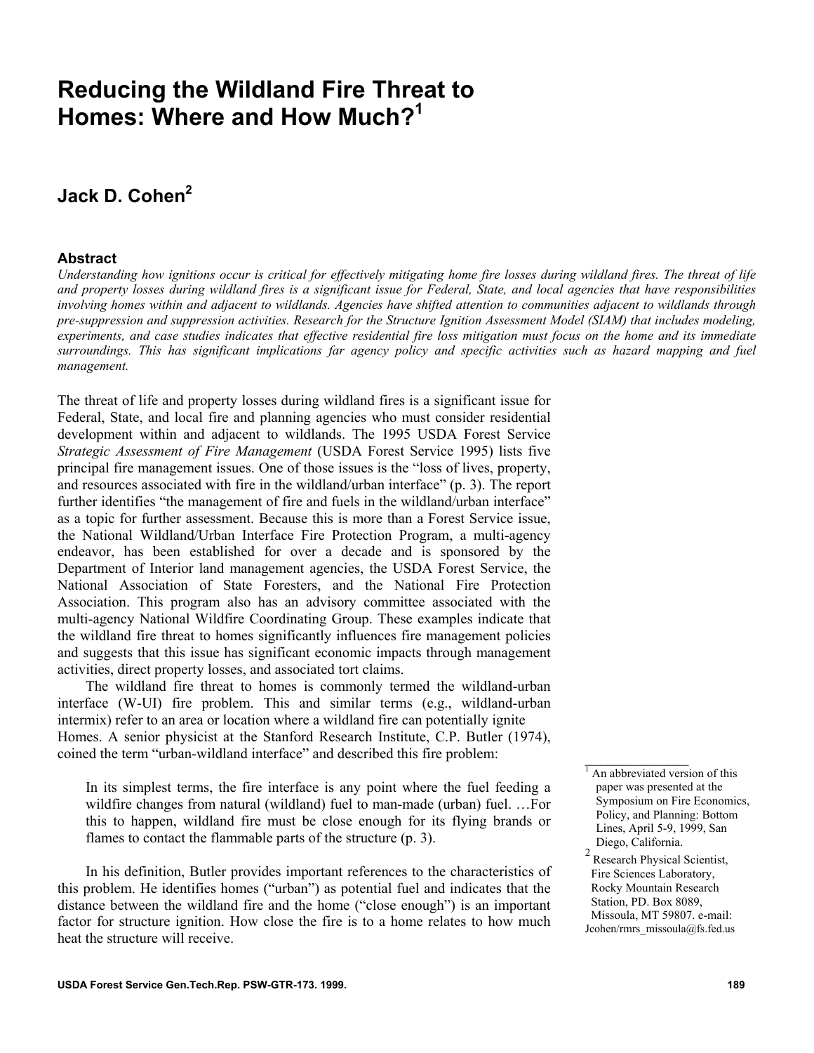# Reducing the Wildland Fire Threat to Homes: Where and How Much?[1]

## Jack D. Cohen[2]

### Abstract

*Understanding how ignitions occur is critical for effectively mitigating home fire losses during wildland fires. The threat of life and property losses during wildland fires is a significant issue for Federal, State, and local agencies that have responsibilities involving homes within and adjacent to wildlands. Agencies have shifted attention to communities adjacent to wildlands through pre-suppression and suppression activities. Research for the Structure Ignition Assessment Model (SIAM) that includes modeling, experiments, and case studies indicates that effective residential fire loss mitigation must focus on the home and its immediate surroundings. This has significant implications far agency policy and specific activities such as hazard mapping and fuel management.*

The threat of life and property losses during wildland fires is a significant issue for Federal, State, and local fire and planning agencies who must consider residential development within and adjacent to wildlands. The 1995 USDA Forest Service *Strategic Assessment of Fire Management* (USDA Forest Service 1995) lists five principal fire management issues. One of those issues is the "loss of lives, property, and resources associated with fire in the wildland/urban interface" (p. 3). The report further identifies "the management of fire and fuels in the wildland/urban interface" as a topic for further assessment. Because this is more than a Forest Service issue, the National Wildland/Urban Interface Fire Protection Program, a multi-agency endeavor, has been established for over a decade and is sponsored by the Department of Interior land management agencies, the USDA Forest Service, the National Association of State Foresters, and the National Fire Protection Association. This program also has an advisory committee associated with the multi-agency National Wildfire Coordinating Group. These examples indicate that the wildland fire threat to homes significantly influences fire management policies and suggests that this issue has significant economic impacts through management activities, direct property losses, and associated tort claims.

The wildland fire threat to homes is commonly termed the wildland-urban interface (W-UI) fire problem. This and similar terms (e.g., wildland-urban intermix) refer to an area or location where a wildland fire can potentially ignite Homes. A senior physicist at the Stanford Research Institute, C.P. Butler (1974), coined the term "urban-wildland interface" and described this fire problem:

> In its simplest terms, the fire interface is any point where the fuel feeding a wildfire changes from natural (wildland) fuel to man-made (urban) fuel. …For this to happen, wildland fire must be close enough for its flying brands or flames to contact the flammable parts of the structure (p. 3).

In his definition, Butler provides important references to the characteristics of this problem. He identifies homes ("urban") as potential fuel and indicates that the distance between the wildland fire and the home ("close enough") is an important factor for structure ignition. How close the fire is to a home relates to how much heat the structure will receive.

---

[1] An abbreviated version of this paper was presented at the Symposium on Fire Economics, Policy, and Planning: Bottom Lines, April 5-9, 1999, San Diego, California.

[2] Research Physical Scientist, Fire Sciences Laboratory, Rocky Mountain Research Station, PD. Box 8089, Missoula, MT 59807. e-mail: Jcohen/rmrs_missoula@fs.fed.us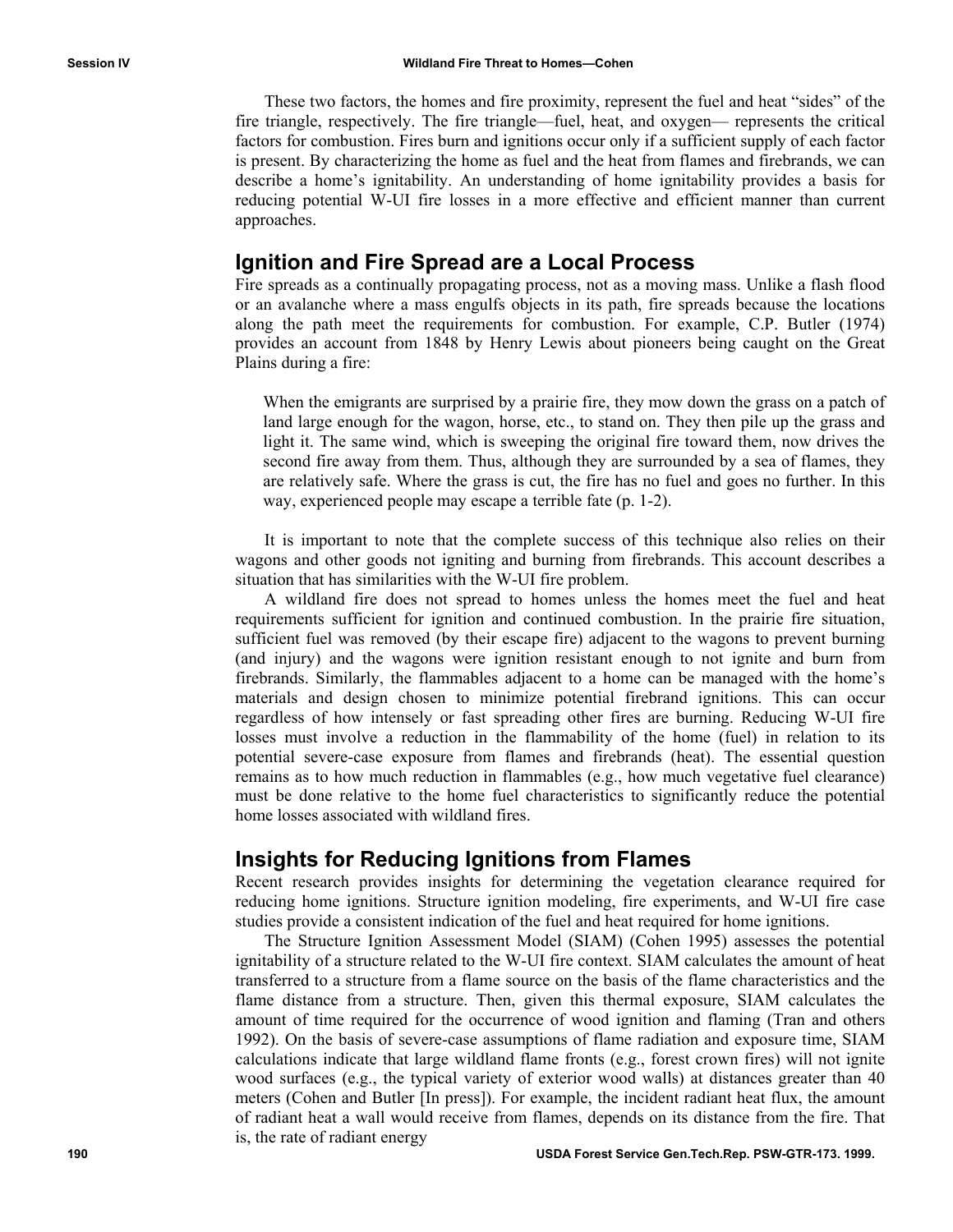These two factors, the homes and fire proximity, represent the fuel and heat "sides" of the fire triangle, respectively. The fire triangle—fuel, heat, and oxygen— represents the critical factors for combustion. Fires burn and ignitions occur only if a sufficient supply of each factor is present. By characterizing the home as fuel and the heat from flames and firebrands, we can describe a home's ignitability. An understanding of home ignitability provides a basis for reducing potential W-UI fire losses in a more effective and efficient manner than current approaches.

## Ignition and Fire Spread are a Local Process

Fire spreads as a continually propagating process, not as a moving mass. Unlike a flash flood or an avalanche where a mass engulfs objects in its path, fire spreads because the locations along the path meet the requirements for combustion. For example, C.P. Butler (1974) provides an account from 1848 by Henry Lewis about pioneers being caught on the Great Plains during a fire:

> When the emigrants are surprised by a prairie fire, they mow down the grass on a patch of land large enough for the wagon, horse, etc., to stand on. They then pile up the grass and light it. The same wind, which is sweeping the original fire toward them, now drives the second fire away from them. Thus, although they are surrounded by a sea of flames, they are relatively safe. Where the grass is cut, the fire has no fuel and goes no further. In this way, experienced people may escape a terrible fate (p. 1-2).

It is important to note that the complete success of this technique also relies on their wagons and other goods not igniting and burning from firebrands. This account describes a situation that has similarities with the W-UI fire problem.

A wildland fire does not spread to homes unless the homes meet the fuel and heat requirements sufficient for ignition and continued combustion. In the prairie fire situation, sufficient fuel was removed (by their escape fire) adjacent to the wagons to prevent burning (and injury) and the wagons were ignition resistant enough to not ignite and burn from firebrands. Similarly, the flammables adjacent to a home can be managed with the home's materials and design chosen to minimize potential firebrand ignitions. This can occur regardless of how intensely or fast spreading other fires are burning. Reducing W-UI fire losses must involve a reduction in the flammability of the home (fuel) in relation to its potential severe-case exposure from flames and firebrands (heat). The essential question remains as to how much reduction in flammables (e.g., how much vegetative fuel clearance) must be done relative to the home fuel characteristics to significantly reduce the potential home losses associated with wildland fires.

## Insights for Reducing Ignitions from Flames

Recent research provides insights for determining the vegetation clearance required for reducing home ignitions. Structure ignition modeling, fire experiments, and W-UI fire case studies provide a consistent indication of the fuel and heat required for home ignitions.

The Structure Ignition Assessment Model (SIAM) (Cohen 1995) assesses the potential ignitability of a structure related to the W-UI fire context. SIAM calculates the amount of heat transferred to a structure from a flame source on the basis of the flame characteristics and the flame distance from a structure. Then, given this thermal exposure, SIAM calculates the amount of time required for the occurrence of wood ignition and flaming (Tran and others 1992). On the basis of severe-case assumptions of flame radiation and exposure time, SIAM calculations indicate that large wildland flame fronts (e.g., forest crown fires) will not ignite wood surfaces (e.g., the typical variety of exterior wood walls) at distances greater than 40 meters (Cohen and Butler [In press]). For example, the incident radiant heat flux, the amount of radiant heat a wall would receive from flames, depends on its distance from the fire. That is, the rate of radiant energy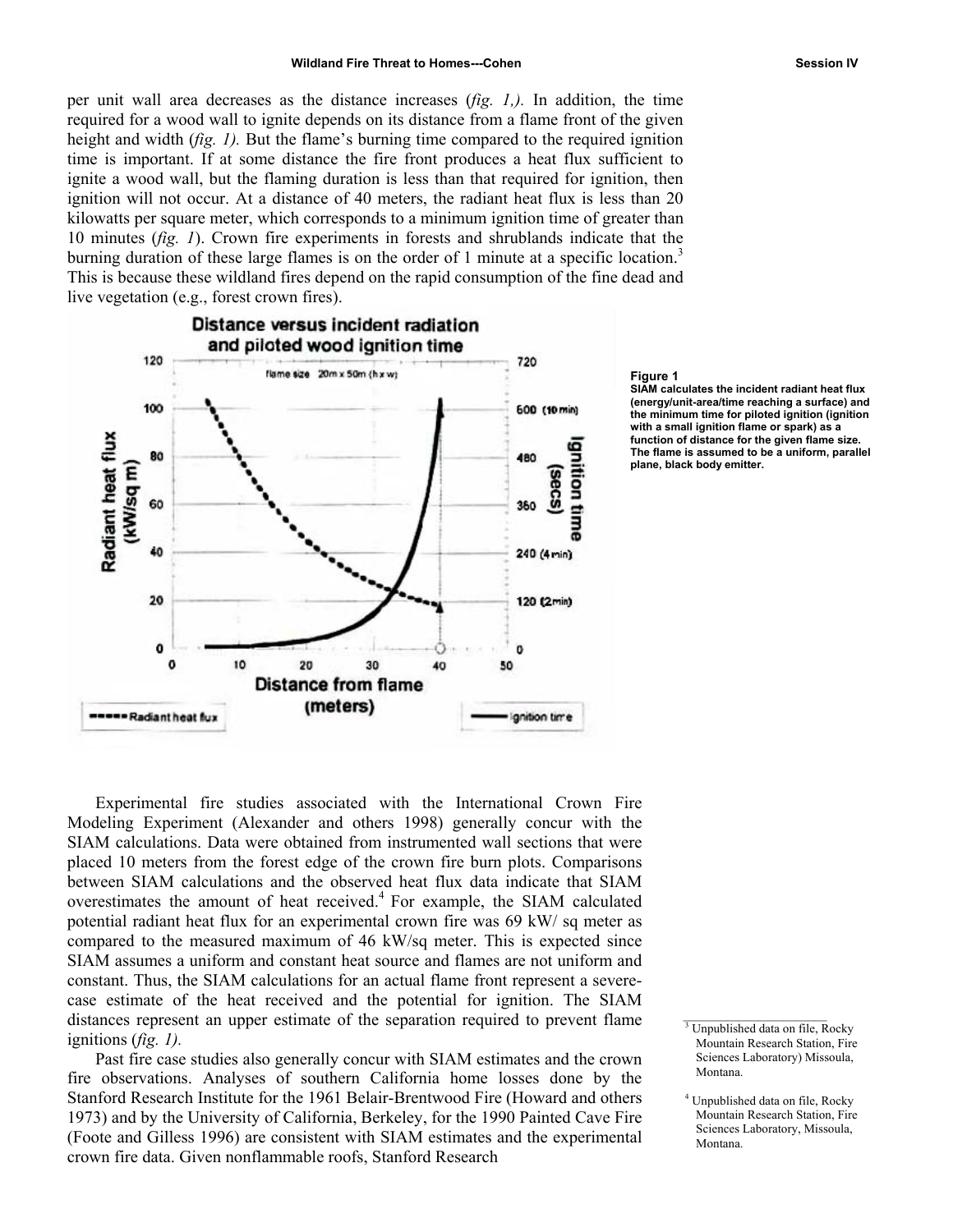per unit wall area decreases as the distance increases (*fig. 1,).* In addition, the time required for a wood wall to ignite depends on its distance from a flame front of the given height and width (*fig. 1).* But the flame's burning time compared to the required ignition time is important. If at some distance the fire front produces a heat flux sufficient to ignite a wood wall, but the flaming duration is less than that required for ignition, then ignition will not occur. At a distance of 40 meters, the radiant heat flux is less than 20 kilowatts per square meter, which corresponds to a minimum ignition time of greater than 10 minutes (*fig. 1*). Crown fire experiments in forests and shrublands indicate that the burning duration of these large flames is on the order of 1 minute at a specific location.[3] This is because these wildland fires depend on the rapid consumption of the fine dead and live vegetation (e.g., forest crown fires).

**Figure 1**
**SIAM calculates the incident radiant heat flux (energy/unit-area/time reaching a surface) and the minimum time for piloted ignition (ignition with a small ignition flame or spark) as a function of distance for the given flame size. The flame is assumed to be a uniform, parallel plane, black body emitter.**

Experimental fire studies associated with the International Crown Fire Modeling Experiment (Alexander and others 1998) generally concur with the SIAM calculations. Data were obtained from instrumented wall sections that were placed 10 meters from the forest edge of the crown fire burn plots. Comparisons between SIAM calculations and the observed heat flux data indicate that SIAM overestimates the amount of heat received.[4] For example, the SIAM calculated potential radiant heat flux for an experimental crown fire was 69 kW/ sq meter as compared to the measured maximum of 46 kW/sq meter. This is expected since SIAM assumes a uniform and constant heat source and flames are not uniform and constant. Thus, the SIAM calculations for an actual flame front represent a severe-case estimate of the heat received and the potential for ignition. The SIAM distances represent an upper estimate of the separation required to prevent flame ignitions (*fig. 1).*

Past fire case studies also generally concur with SIAM estimates and the crown fire observations. Analyses of southern California home losses done by the Stanford Research Institute for the 1961 Belair-Brentwood Fire (Howard and others 1973) and by the University of California, Berkeley, for the 1990 Painted Cave Fire (Foote and Gilless 1996) are consistent with SIAM estimates and the experimental crown fire data. Given nonflammable roofs, Stanford Research

---

[3] Unpublished data on file, Rocky Mountain Research Station, Fire Sciences Laboratory) Missoula, Montana.

[4] Unpublished data on file, Rocky Mountain Research Station, Fire Sciences Laboratory, Missoula, Montana.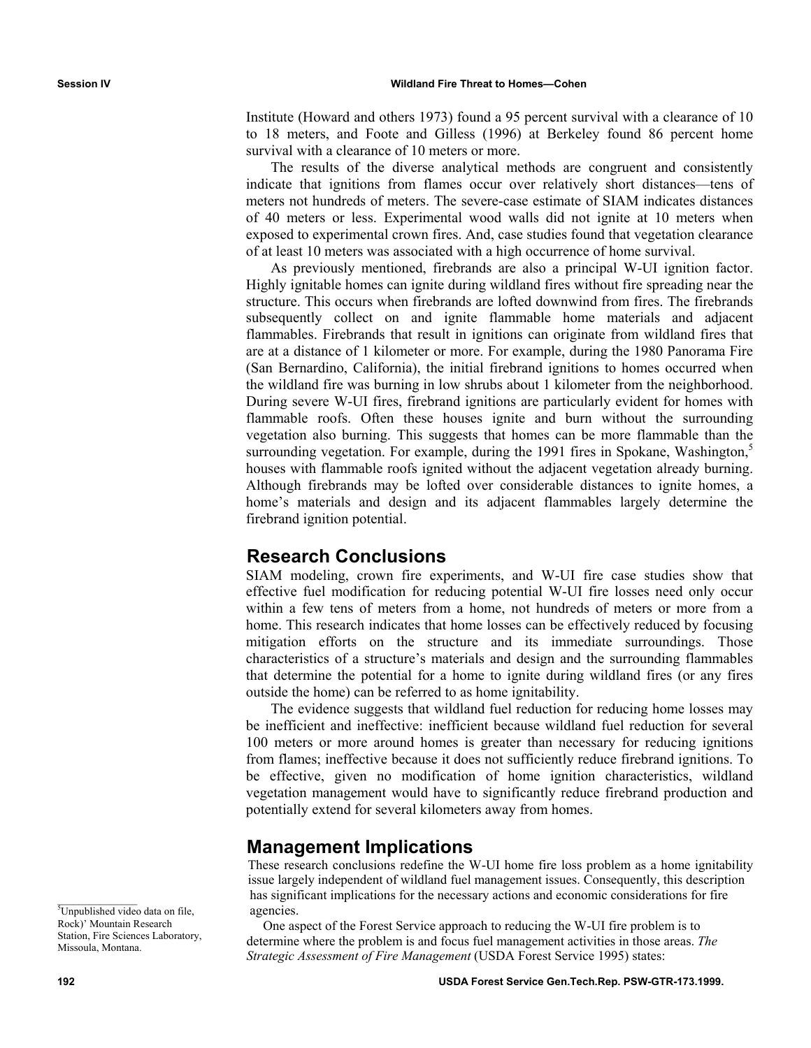Institute (Howard and others 1973) found a 95 percent survival with a clearance of 10 to 18 meters, and Foote and Gilless (1996) at Berkeley found 86 percent home survival with a clearance of 10 meters or more.

The results of the diverse analytical methods are congruent and consistently indicate that ignitions from flames occur over relatively short distances—tens of meters not hundreds of meters. The severe-case estimate of SIAM indicates distances of 40 meters or less. Experimental wood walls did not ignite at 10 meters when exposed to experimental crown fires. And, case studies found that vegetation clearance of at least 10 meters was associated with a high occurrence of home survival.

As previously mentioned, firebrands are also a principal W-UI ignition factor. Highly ignitable homes can ignite during wildland fires without fire spreading near the structure. This occurs when firebrands are lofted downwind from fires. The firebrands subsequently collect on and ignite flammable home materials and adjacent flammables. Firebrands that result in ignitions can originate from wildland fires that are at a distance of 1 kilometer or more. For example, during the 1980 Panorama Fire (San Bernardino, California), the initial firebrand ignitions to homes occurred when the wildland fire was burning in low shrubs about 1 kilometer from the neighborhood. During severe W-UI fires, firebrand ignitions are particularly evident for homes with flammable roofs. Often these houses ignite and burn without the surrounding vegetation also burning. This suggests that homes can be more flammable than the surrounding vegetation. For example, during the 1991 fires in Spokane, Washington,[5] houses with flammable roofs ignited without the adjacent vegetation already burning. Although firebrands may be lofted over considerable distances to ignite homes, a home's materials and design and its adjacent flammables largely determine the firebrand ignition potential.

## Research Conclusions

SIAM modeling, crown fire experiments, and W-UI fire case studies show that effective fuel modification for reducing potential W-UI fire losses need only occur within a few tens of meters from a home, not hundreds of meters or more from a home. This research indicates that home losses can be effectively reduced by focusing mitigation efforts on the structure and its immediate surroundings. Those characteristics of a structure's materials and design and the surrounding flammables that determine the potential for a home to ignite during wildland fires (or any fires outside the home) can be referred to as home ignitability.

The evidence suggests that wildland fuel reduction for reducing home losses may be inefficient and ineffective: inefficient because wildland fuel reduction for several 100 meters or more around homes is greater than necessary for reducing ignitions from flames; ineffective because it does not sufficiently reduce firebrand ignitions. To be effective, given no modification of home ignition characteristics, wildland vegetation management would have to significantly reduce firebrand production and potentially extend for several kilometers away from homes.

## Management Implications

These research conclusions redefine the W-UI home fire loss problem as a home ignitability issue largely independent of wildland fuel management issues. Consequently, this description has significant implications for the necessary actions and economic considerations for fire agencies.

One aspect of the Forest Service approach to reducing the W-UI fire problem is to determine where the problem is and focus fuel management activities in those areas. *The Strategic Assessment of Fire Management* (USDA Forest Service 1995) states:

---

[5] Unpublished video data on file, Rock)' Mountain Research Station, Fire Sciences Laboratory, Missoula, Montana.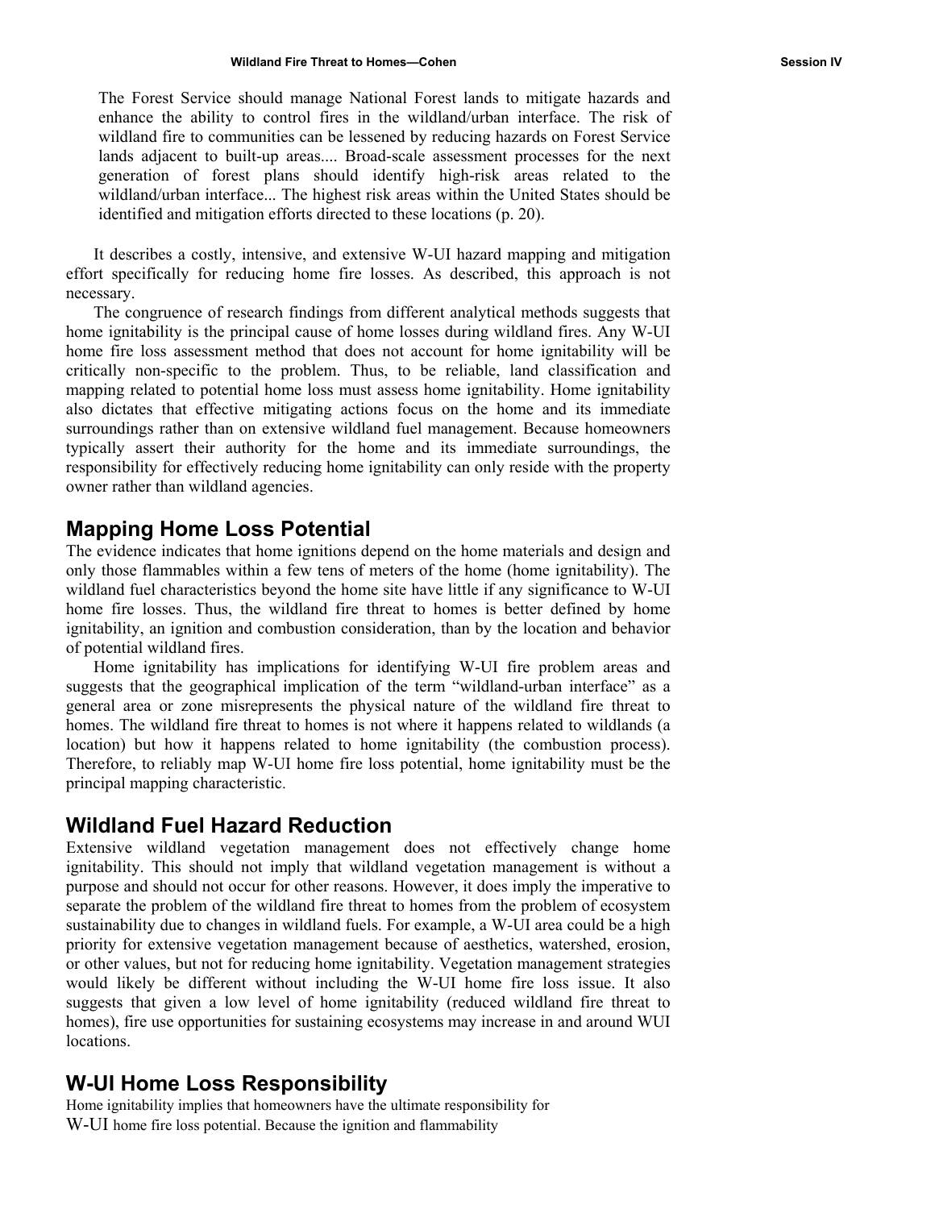> The Forest Service should manage National Forest lands to mitigate hazards and enhance the ability to control fires in the wildland/urban interface. The risk of wildland fire to communities can be lessened by reducing hazards on Forest Service lands adjacent to built-up areas.... Broad-scale assessment processes for the next generation of forest plans should identify high-risk areas related to the wildland/urban interface... The highest risk areas within the United States should be identified and mitigation efforts directed to these locations (p. 20).

It describes a costly, intensive, and extensive W-UI hazard mapping and mitigation effort specifically for reducing home fire losses. As described, this approach is not necessary.

The congruence of research findings from different analytical methods suggests that home ignitability is the principal cause of home losses during wildland fires. Any W-UI home fire loss assessment method that does not account for home ignitability will be critically non-specific to the problem. Thus, to be reliable, land classification and mapping related to potential home loss must assess home ignitability. Home ignitability also dictates that effective mitigating actions focus on the home and its immediate surroundings rather than on extensive wildland fuel management. Because homeowners typically assert their authority for the home and its immediate surroundings, the responsibility for effectively reducing home ignitability can only reside with the property owner rather than wildland agencies.

## Mapping Home Loss Potential

The evidence indicates that home ignitions depend on the home materials and design and only those flammables within a few tens of meters of the home (home ignitability). The wildland fuel characteristics beyond the home site have little if any significance to W-UI home fire losses. Thus, the wildland fire threat to homes is better defined by home ignitability, an ignition and combustion consideration, than by the location and behavior of potential wildland fires.

Home ignitability has implications for identifying W-UI fire problem areas and suggests that the geographical implication of the term "wildland-urban interface" as a general area or zone misrepresents the physical nature of the wildland fire threat to homes. The wildland fire threat to homes is not where it happens related to wildlands (a location) but how it happens related to home ignitability (the combustion process). Therefore, to reliably map W-UI home fire loss potential, home ignitability must be the principal mapping characteristic.

## Wildland Fuel Hazard Reduction

Extensive wildland vegetation management does not effectively change home ignitability. This should not imply that wildland vegetation management is without a purpose and should not occur for other reasons. However, it does imply the imperative to separate the problem of the wildland fire threat to homes from the problem of ecosystem sustainability due to changes in wildland fuels. For example, a W-UI area could be a high priority for extensive vegetation management because of aesthetics, watershed, erosion, or other values, but not for reducing home ignitability. Vegetation management strategies would likely be different without including the W-UI home fire loss issue. It also suggests that given a low level of home ignitability (reduced wildland fire threat to homes), fire use opportunities for sustaining ecosystems may increase in and around WUI locations.

## W-UI Home Loss Responsibility

Home ignitability implies that homeowners have the ultimate responsibility for W-UI home fire loss potential. Because the ignition and flammability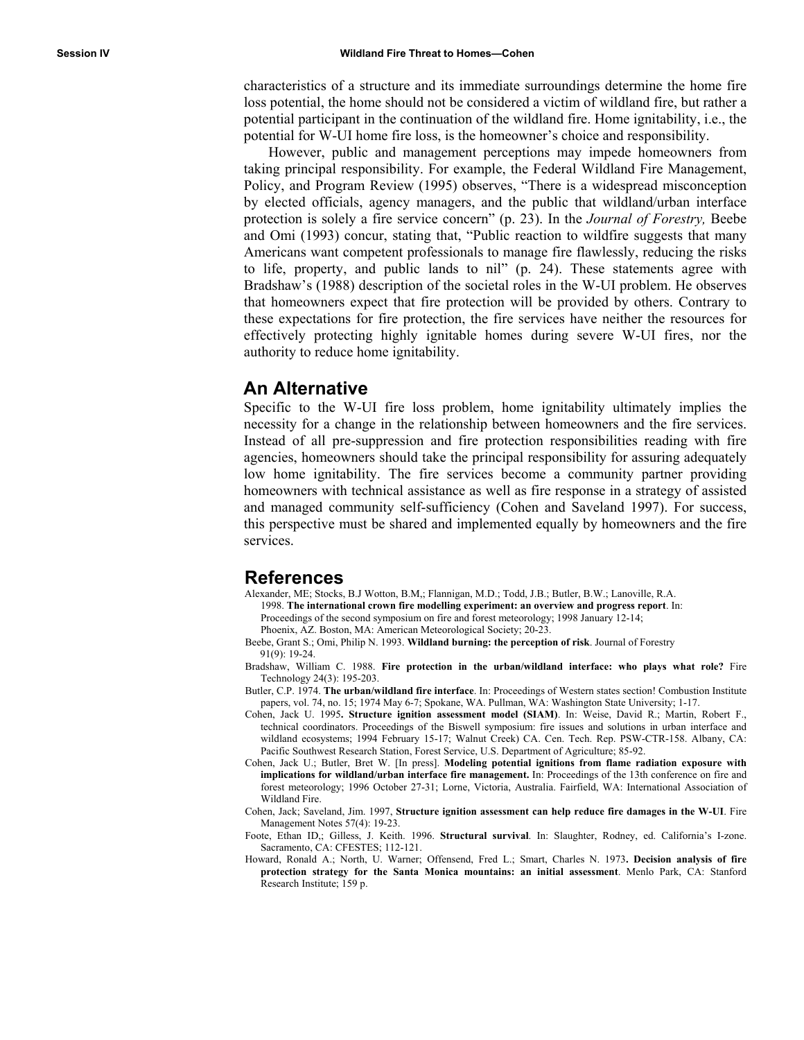characteristics of a structure and its immediate surroundings determine the home fire loss potential, the home should not be considered a victim of wildland fire, but rather a potential participant in the continuation of the wildland fire. Home ignitability, i.e., the potential for W-UI home fire loss, is the homeowner's choice and responsibility.

However, public and management perceptions may impede homeowners from taking principal responsibility. For example, the Federal Wildland Fire Management, Policy, and Program Review (1995) observes, "There is a widespread misconception by elected officials, agency managers, and the public that wildland/urban interface protection is solely a fire service concern" (p. 23). In the *Journal of Forestry,* Beebe and Omi (1993) concur, stating that, "Public reaction to wildfire suggests that many Americans want competent professionals to manage fire flawlessly, reducing the risks to life, property, and public lands to nil" (p. 24). These statements agree with Bradshaw's (1988) description of the societal roles in the W-UI problem. He observes that homeowners expect that fire protection will be provided by others. Contrary to these expectations for fire protection, the fire services have neither the resources for effectively protecting highly ignitable homes during severe W-UI fires, nor the authority to reduce home ignitability.

## An Alternative

Specific to the W-UI fire loss problem, home ignitability ultimately implies the necessity for a change in the relationship between homeowners and the fire services. Instead of all pre-suppression and fire protection responsibilities reading with fire agencies, homeowners should take the principal responsibility for assuring adequately low home ignitability. The fire services become a community partner providing homeowners with technical assistance as well as fire response in a strategy of assisted and managed community self-sufficiency (Cohen and Saveland 1997). For success, this perspective must be shared and implemented equally by homeowners and the fire services.

## References

Alexander, ME; Stocks, B.J Wotton, B.M,; Flannigan, M.D.; Todd, J.B.; Butler, B.W.; Lanoville, R.A. 1998. **The international crown fire modelling experiment: an overview and progress report**. In: Proceedings of the second symposium on fire and forest meteorology; 1998 January 12-14; Phoenix, AZ. Boston, MA: American Meteorological Society; 20-23.

Beebe, Grant S.; Omi, Philip N. 1993. **Wildland burning: the perception of risk**. Journal of Forestry 91(9): 19-24.

Bradshaw, William C. 1988. **Fire protection in the urban/wildland interface: who plays what role?** Fire Technology 24(3): 195-203.

Butler, C.P. 1974. **The urban/wildland fire interface**. In: Proceedings of Western states section! Combustion Institute papers, vol. 74, no. 15; 1974 May 6-7; Spokane, WA. Pullman, WA: Washington State University; 1-17.

Cohen, Jack U. 1995**. Structure ignition assessment model (SIAM)**. In: Weise, David R.; Martin, Robert F., technical coordinators. Proceedings of the Biswell symposium: fire issues and solutions in urban interface and wildland ecosystems; 1994 February 15-17; Walnut Creek) CA. Cen. Tech. Rep. PSW-CTR-158. Albany, CA: Pacific Southwest Research Station, Forest Service, U.S. Department of Agriculture; 85-92.

Cohen, Jack U.; Butler, Bret W. [In press]. **Modeling potential ignitions from flame radiation exposure with implications for wildland/urban interface fire management.** In: Proceedings of the 13th conference on fire and forest meteorology; 1996 October 27-31; Lorne, Victoria, Australia. Fairfield, WA: International Association of Wildland Fire.

Cohen, Jack; Saveland, Jim. 1997, **Structure ignition assessment can help reduce fire damages in the W-UI**. Fire Management Notes 57(4): 19-23.

Foote, Ethan ID,; Gilless, J. Keith. 1996. **Structural survival**. In: Slaughter, Rodney, ed. California's I-zone. Sacramento, CA: CFESTES; 112-121.

Howard, Ronald A.; North, U. Warner; Offensend, Fred L.; Smart, Charles N. 1973**. Decision analysis of fire protection strategy for the Santa Monica mountains: an initial assessment**. Menlo Park, CA: Stanford Research Institute; 159 p.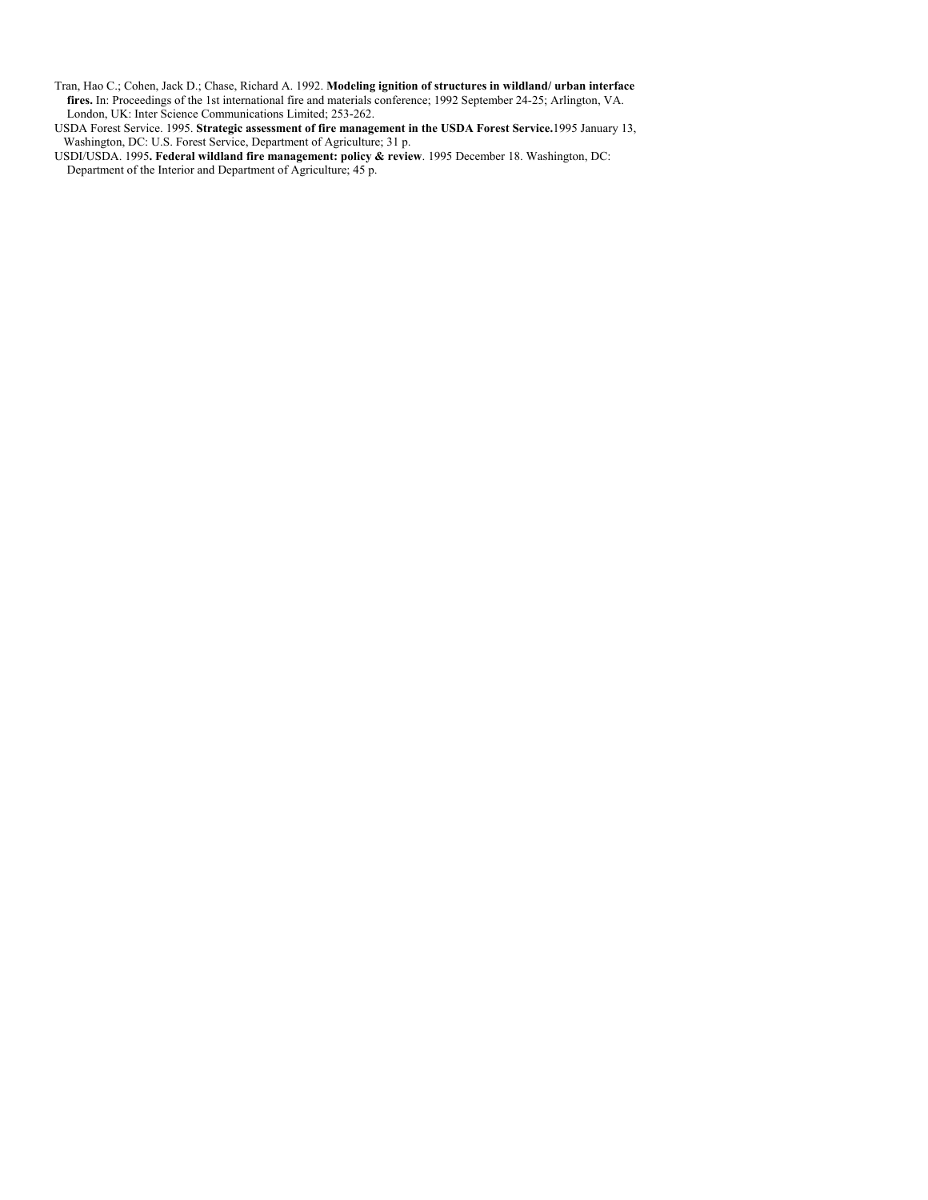Tran, Hao C.; Cohen, Jack D.; Chase, Richard A. 1992. **Modeling ignition of structures in wildland/ urban interface fires.** In: Proceedings of the 1st international fire and materials conference; 1992 September 24-25; Arlington, VA. London, UK: Inter Science Communications Limited; 253-262.

USDA Forest Service. 1995. **Strategic assessment of fire management in the USDA Forest Service.**1995 January 13, Washington, DC: U.S. Forest Service, Department of Agriculture; 31 p.

USDI/USDA. 1995**. Federal wildland fire management: policy & review**. 1995 December 18. Washington, DC: Department of the Interior and Department of Agriculture; 45 p.